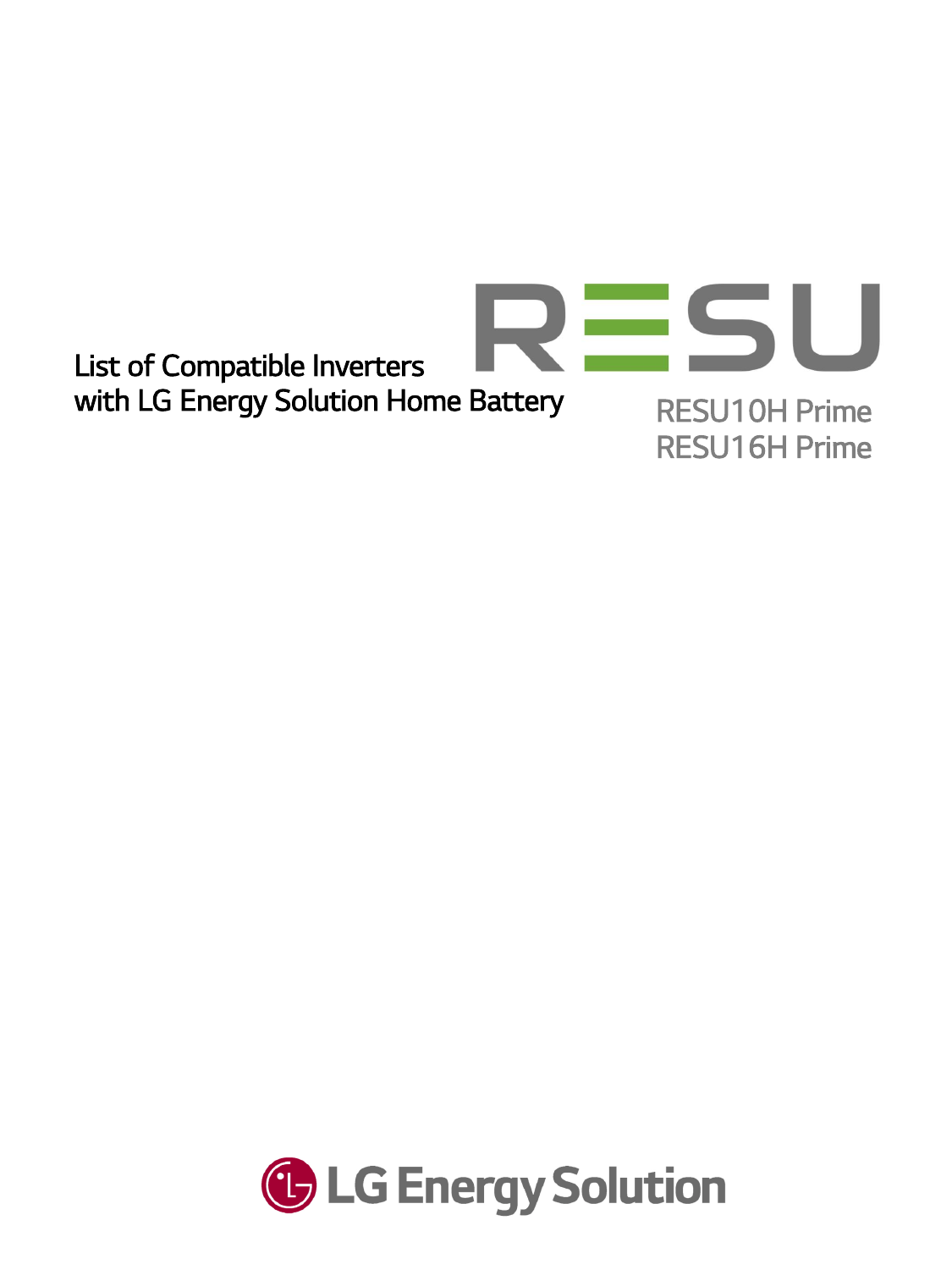# List of Compatible Inverters with LG Energy Solution Home Battery

RESU

RESU10H Prime
RESU16H Prime

LG Energy Solution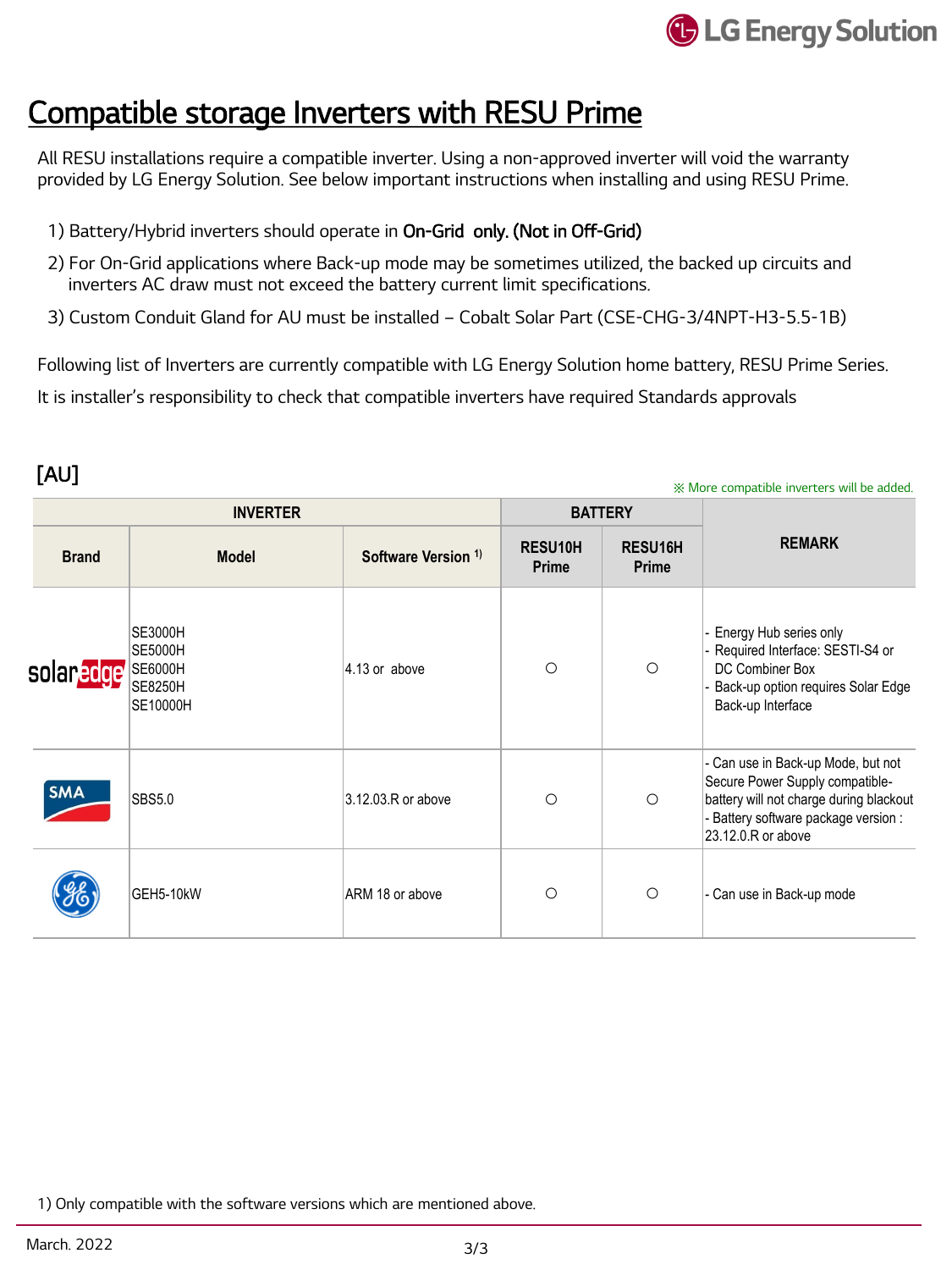# Compatible storage Inverters with RESU Prime

All RESU installations require a compatible inverter. Using a non-approved inverter will void the warranty provided by LG Energy Solution. See below important instructions when installing and using RESU Prime.

1) Battery/Hybrid inverters should operate in **On-Grid only. (Not in Off-Grid)**
2) For On-Grid applications where Back-up mode may be sometimes utilized, the backed up circuits and inverters AC draw must not exceed the battery current limit specifications.
3) Custom Conduit Gland for AU must be installed – Cobalt Solar Part (CSE-CHG-3/4NPT-H3-5.5-1B)

Following list of Inverters are currently compatible with LG Energy Solution home battery, RESU Prime Series.

It is installer's responsibility to check that compatible inverters have required Standards approvals

## [AU]

※ More compatible inverters will be added.

| INVERTER | | | BATTERY | | REMARK |
|---|---|---|---|---|---|
| **Brand** | **Model** | **Software Version [1]** | **RESU10H Prime** | **RESU16H Prime** | |
| solaredge | SE3000H<br>SE5000H<br>SE6000H<br>SE8250H<br>SE10000H | 4.13 or above | ○ | ○ | - Energy Hub series only<br>- Required Interface: SESTI-S4 or DC Combiner Box<br>- Back-up option requires Solar Edge Back-up Interface |
| SMA | SBS5.0 | 3.12.03.R or above | ○ | ○ | - Can use in Back-up Mode, but not Secure Power Supply compatible-battery will not charge during blackout<br>- Battery software package version : 23.12.0.R or above |
| GE | GEH5-10kW | ARM 18 or above | ○ | ○ | - Can use in Back-up mode |

1) Only compatible with the software versions which are mentioned above.

March. 2022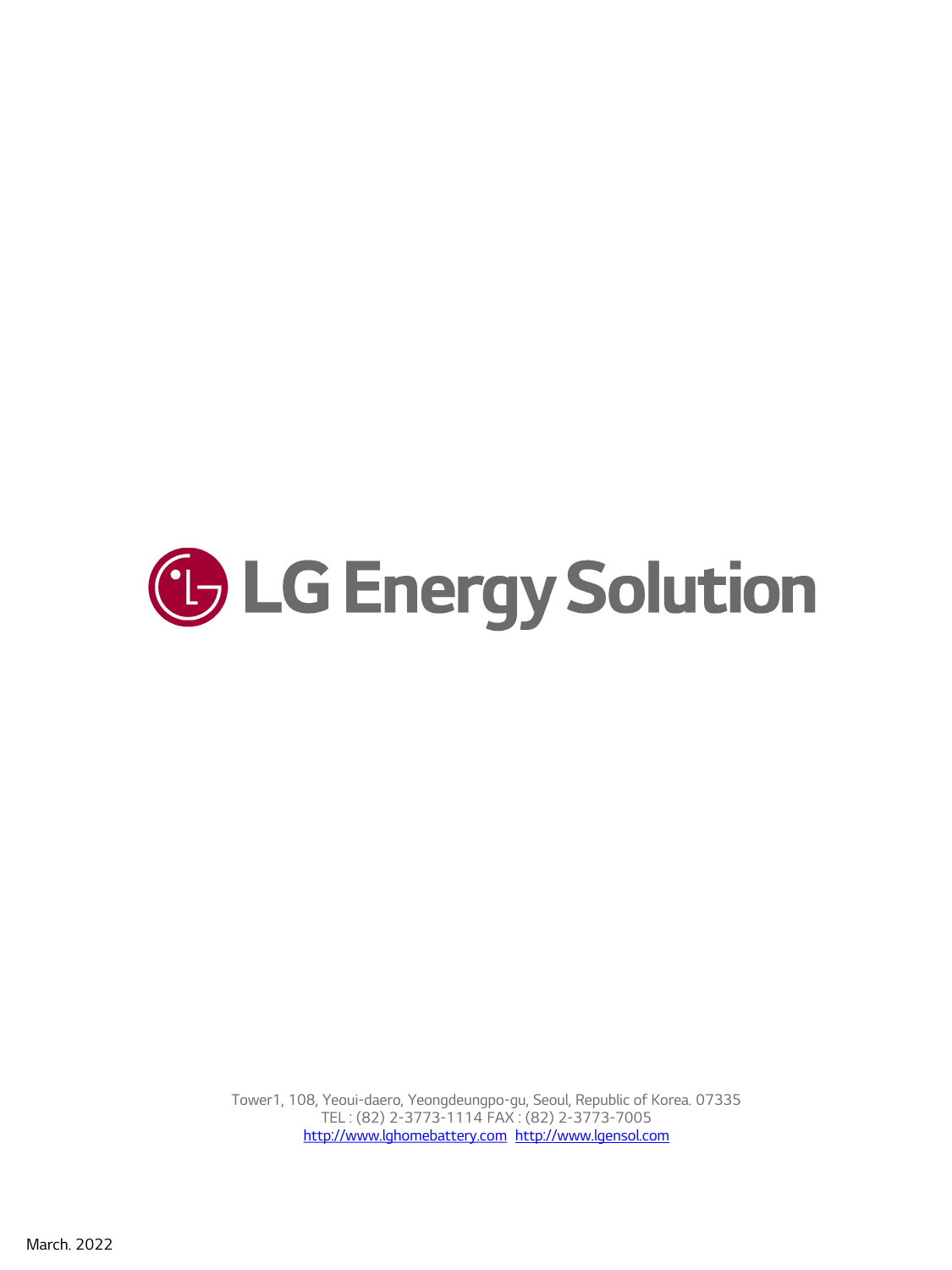LG Energy Solution

Tower1, 108, Yeoui-daero, Yeongdeungpo-gu, Seoul, Republic of Korea. 07335
TEL : (82) 2-3773-1114 FAX : (82) 2-3773-7005
http://www.lghomebattery.com http://www.lgensol.com

March. 2022